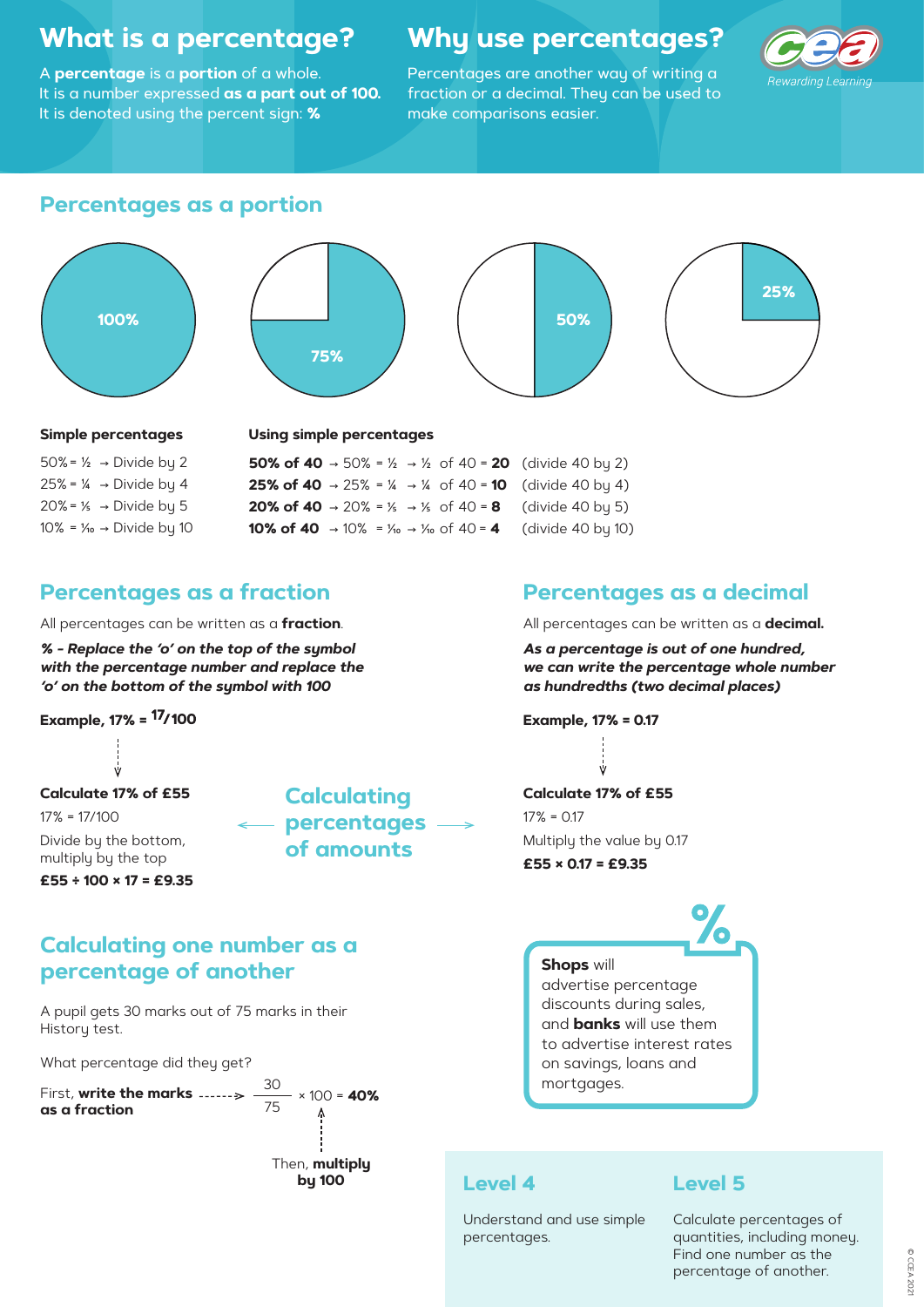# What is a percentage?

A **percentage** is a **portion** of a whole.
It is a number expressed **as a part out of 100.**
It is denoted using the percent sign: **%**

# Why use percentages?

Percentages are another way of writing a fraction or a decimal. They can be used to make comparisons easier.

CCEA Rewarding Learning

## Percentages as a portion

100% | 75% | 50% | 25%

**Simple percentages**

- 50% = ½ → Divide by 2
- 25% = ¼ → Divide by 4
- 20% = ⅕ → Divide by 5
- 10% = ⅒ → Divide by 10

**Using simple percentages**

- **50% of 40** → 50% = ½ → ½ of 40 = **20** (divide 40 by 2)
- **25% of 40** → 25% = ¼ → ¼ of 40 = **10** (divide 40 by 4)
- **20% of 40** → 20% = ⅕ → ⅕ of 40 = **8** (divide 40 by 5)
- **10% of 40** → 10% = ⅒ → ⅒ of 40 = **4** (divide 40 by 10)

## Percentages as a fraction

All percentages can be written as a **fraction**.

***% - Replace the 'o' on the top of the symbol with the percentage number and replace the 'o' on the bottom of the symbol with 100***

**Example, 17% = 17/100**

**Calculate 17% of £55**

17% = 17/100

Divide by the bottom, multiply by the top

**£55 ÷ 100 × 17 = £9.35**

## Calculating percentages of amounts

## Percentages as a decimal

All percentages can be written as a **decimal.**

***As a percentage is out of one hundred, we can write the percentage whole number as hundredths (two decimal places)***

**Example, 17% = 0.17**

**Calculate 17% of £55**

17% = 0.17

Multiply the value by 0.17

**£55 × 0.17 = £9.35**

## Calculating one number as a percentage of another

A pupil gets 30 marks out of 75 marks in their History test.

What percentage did they get?

First, **write the marks as a fraction** → $\frac{30}{75} \times 100 = \mathbf{40\%}$

Then, **multiply by 100**

**Shops** will advertise percentage discounts during sales, and **banks** will use them to advertise interest rates on savings, loans and mortgages.

### Level 4

Understand and use simple percentages.

### Level 5

Calculate percentages of quantities, including money. Find one number as the percentage of another.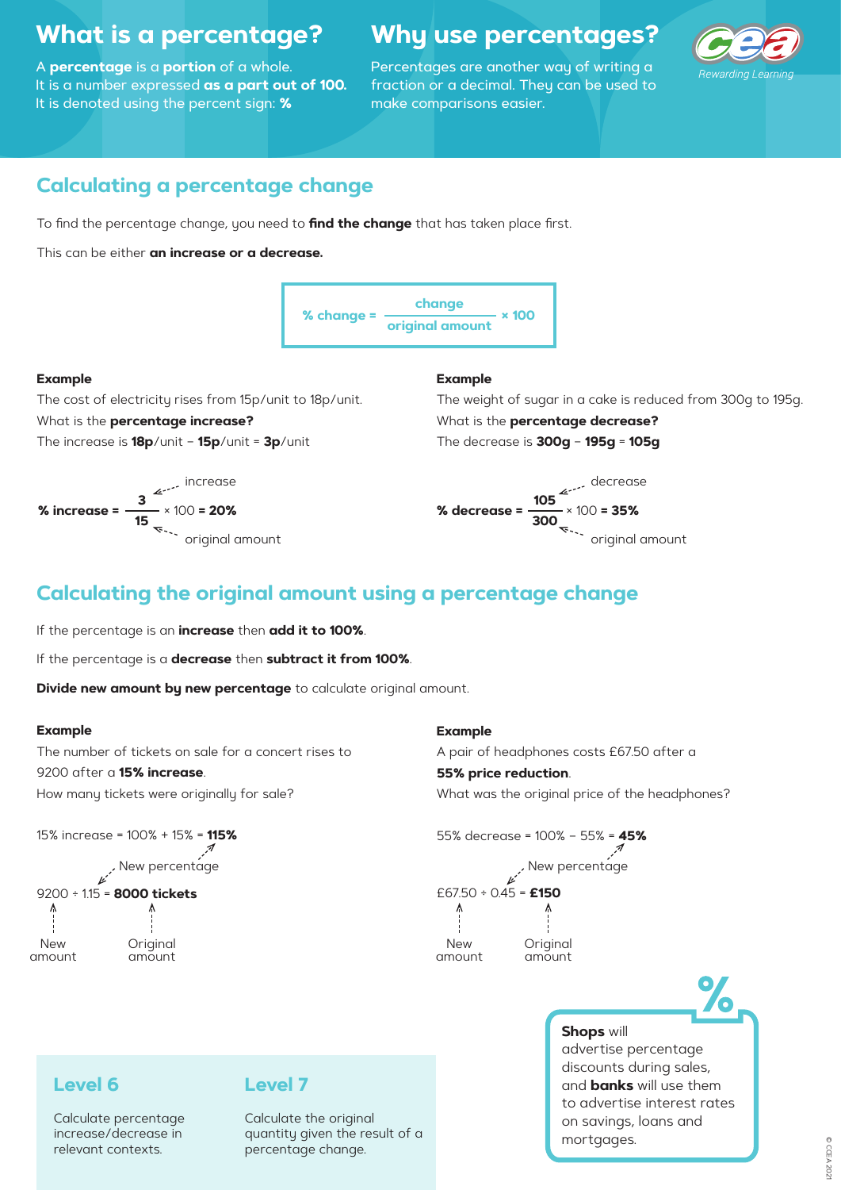## What is a percentage?

A **percentage** is a **portion** of a whole.
It is a number expressed **as a part out of 100.**
It is denoted using the percent sign: **%**

## Why use percentages?

Percentages are another way of writing a fraction or a decimal. They can be used to make comparisons easier.

*Rewarding Learning*

## Calculating a percentage change

To find the percentage change, you need to **find the change** that has taken place first.

This can be either **an increase or a decrease.**

$$\% \text{ change} = \frac{\text{change}}{\text{original amount}} \times 100$$

**Example**

The cost of electricity rises from 15p/unit to 18p/unit.
What is the **percentage increase?**
The increase is **18p**/unit − **15p**/unit = **3p**/unit

$$\% \text{ increase} = \frac{3}{15} \times 100 = \mathbf{20\%}$$

(3 = increase, 15 = original amount)

**Example**

The weight of sugar in a cake is reduced from 300g to 195g.
What is the **percentage decrease?**
The decrease is **300g** − **195g** = **105g**

$$\% \text{ decrease} = \frac{105}{300} \times 100 = \mathbf{35\%}$$

(105 = decrease, 300 = original amount)

## Calculating the original amount using a percentage change

If the percentage is an **increase** then **add it to 100%**.

If the percentage is a **decrease** then **subtract it from 100%**.

**Divide new amount by new percentage** to calculate original amount.

**Example**

The number of tickets on sale for a concert rises to 9200 after a **15% increase**.
How many tickets were originally for sale?

15% increase = 100% + 15% = **115%** (New percentage)

9200 ÷ 1.15 = **8000 tickets**

(9200 = New amount, 8000 tickets = Original amount)

**Example**

A pair of headphones costs £67.50 after a **55% price reduction**.
What was the original price of the headphones?

55% decrease = 100% − 55% = **45%** (New percentage)

£67.50 ÷ 0.45 = **£150**

(£67.50 = New amount, £150 = Original amount)

**Shops** will advertise percentage discounts during sales, and **banks** will use them to advertise interest rates on savings, loans and mortgages.

### Level 6

Calculate percentage increase/decrease in relevant contexts.

### Level 7

Calculate the original quantity given the result of a percentage change.

© CCEA 2021